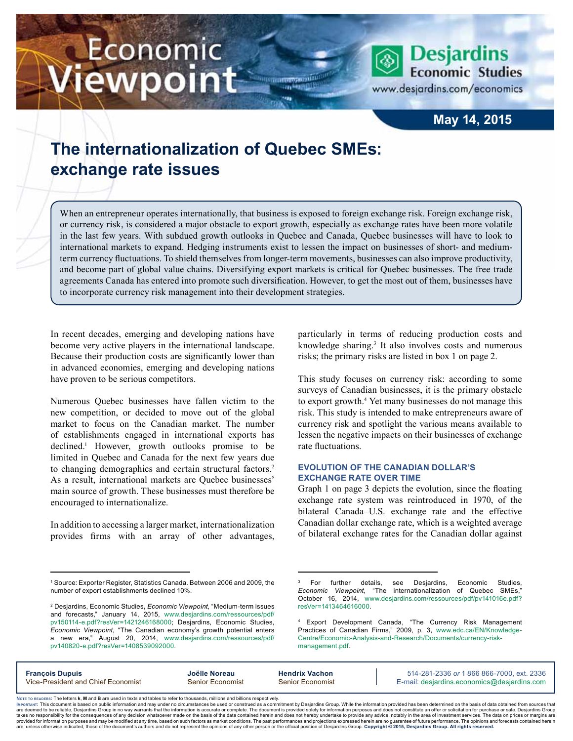# Economic Viewpoint

**Desjardins Economic Studies**
www.desjardins.com/economics

**May 14, 2015**

## The internationalization of Quebec SMEs: exchange rate issues

When an entrepreneur operates internationally, that business is exposed to foreign exchange risk. Foreign exchange risk, or currency risk, is considered a major obstacle to export growth, especially as exchange rates have been more volatile in the last few years. With subdued growth outlooks in Quebec and Canada, Quebec businesses will have to look to international markets to expand. Hedging instruments exist to lessen the impact on businesses of short- and medium-term currency fluctuations. To shield themselves from longer-term movements, businesses can also improve productivity, and become part of global value chains. Diversifying export markets is critical for Quebec businesses. The free trade agreements Canada has entered into promote such diversification. However, to get the most out of them, businesses have to incorporate currency risk management into their development strategies.

In recent decades, emerging and developing nations have become very active players in the international landscape. Because their production costs are significantly lower than in advanced economies, emerging and developing nations have proven to be serious competitors.

Numerous Quebec businesses have fallen victim to the new competition, or decided to move out of the global market to focus on the Canadian market. The number of establishments engaged in international exports has declined.[1] However, growth outlooks promise to be limited in Quebec and Canada for the next few years due to changing demographics and certain structural factors.[2] As a result, international markets are Quebec businesses' main source of growth. These businesses must therefore be encouraged to internationalize.

In addition to accessing a larger market, internationalization provides firms with an array of other advantages, particularly in terms of reducing production costs and knowledge sharing.[3] It also involves costs and numerous risks; the primary risks are listed in box 1 on page 2.

This study focuses on currency risk: according to some surveys of Canadian businesses, it is the primary obstacle to export growth.[4] Yet many businesses do not manage this risk. This study is intended to make entrepreneurs aware of currency risk and spotlight the various means available to lessen the negative impacts on their businesses of exchange rate fluctuations.

### EVOLUTION OF THE CANADIAN DOLLAR'S EXCHANGE RATE OVER TIME

Graph 1 on page 3 depicts the evolution, since the floating exchange rate system was reintroduced in 1970, of the bilateral Canada–U.S. exchange rate and the effective Canadian dollar exchange rate, which is a weighted average of bilateral exchange rates for the Canadian dollar against

---

[1] Source: Exporter Register, Statistics Canada. Between 2006 and 2009, the number of export establishments declined 10%.

[2] Desjardins, Economic Studies, *Economic Viewpoint*, "Medium-term issues and forecasts," January 14, 2015, www.desjardins.com/ressources/pdf/pv150114-e.pdf?resVer=1421246168000; Desjardins, Economic Studies, *Economic Viewpoint*, "The Canadian economy's growth potential enters a new era," August 20, 2014, www.desjardins.com/ressources/pdf/pv140820-e.pdf?resVer=1408539092000.

[3] For further details, see Desjardins, Economic Studies, *Economic Viewpoint*, "The internationalization of Quebec SMEs," October 16, 2014, www.desjardins.com/ressources/pdf/pv141016e.pdf?resVer=1413464616000.

[4] Export Development Canada, "The Currency Risk Management Practices of Canadian Firms," 2009, p. 3, www.edc.ca/EN/Knowledge-Centre/Economic-Analysis-and-Research/Documents/currency-risk-management.pdf.

---

**François Dupuis** — Vice-President and Chief Economist
**Joëlle Noreau** — Senior Economist
**Hendrix Vachon** — Senior Economist

514-281-2336 *or* 1 866 866-7000, ext. 2336
E-mail: desjardins.economics@desjardins.com

**Note to readers:** The letters **k**, **M** and **B** are used in texts and tables to refer to thousands, millions and billions respectively.

**Important:** This document is based on public information and may under no circumstances be used or construed as a commitment by Desjardins Group. While the information provided has been determined on the basis of data obtained from sources that are deemed to be reliable, Desjardins Group in no way warrants that the information is accurate or complete. The document is provided solely for information purposes and does not constitute an offer or solicitation for purchase or sale. Desjardins Group takes no responsibility for the consequences of any decision whatsoever made on the basis of the data contained herein and does not hereby undertake to provide any advice, notably in the area of investment services. The data on prices or margins are provided for information purposes and may be modified at any time, based on such factors as market conditions. The past performances and projections expressed herein are no guarantee of future performance. The opinions and forecasts contained herein are, unless otherwise indicated, those of the document's authors and do not represent the opinions of any other person or the official position of Desjardins Group. **Copyright © 2015, Desjardins Group. All rights reserved.**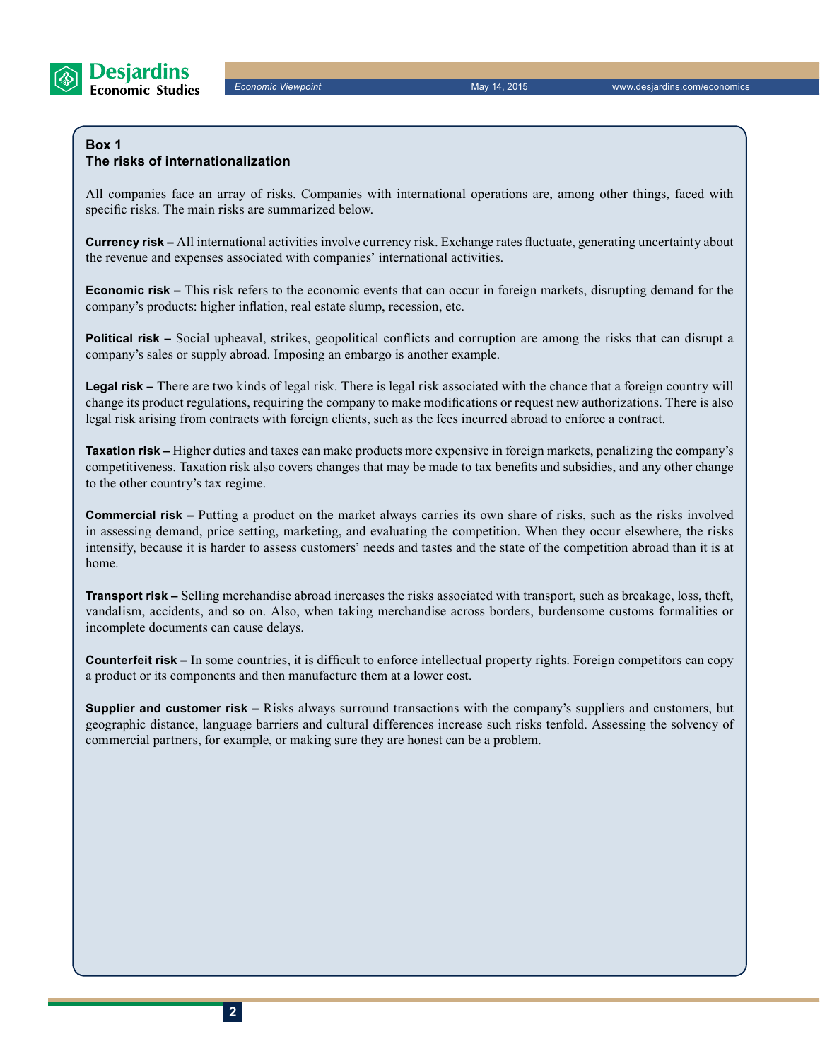**Box 1**
**The risks of internationalization**

All companies face an array of risks. Companies with international operations are, among other things, faced with specific risks. The main risks are summarized below.

**Currency risk –** All international activities involve currency risk. Exchange rates fluctuate, generating uncertainty about the revenue and expenses associated with companies' international activities.

**Economic risk –** This risk refers to the economic events that can occur in foreign markets, disrupting demand for the company's products: higher inflation, real estate slump, recession, etc.

**Political risk –** Social upheaval, strikes, geopolitical conflicts and corruption are among the risks that can disrupt a company's sales or supply abroad. Imposing an embargo is another example.

**Legal risk –** There are two kinds of legal risk. There is legal risk associated with the chance that a foreign country will change its product regulations, requiring the company to make modifications or request new authorizations. There is also legal risk arising from contracts with foreign clients, such as the fees incurred abroad to enforce a contract.

**Taxation risk –** Higher duties and taxes can make products more expensive in foreign markets, penalizing the company's competitiveness. Taxation risk also covers changes that may be made to tax benefits and subsidies, and any other change to the other country's tax regime.

**Commercial risk –** Putting a product on the market always carries its own share of risks, such as the risks involved in assessing demand, price setting, marketing, and evaluating the competition. When they occur elsewhere, the risks intensify, because it is harder to assess customers' needs and tastes and the state of the competition abroad than it is at home.

**Transport risk –** Selling merchandise abroad increases the risks associated with transport, such as breakage, loss, theft, vandalism, accidents, and so on. Also, when taking merchandise across borders, burdensome customs formalities or incomplete documents can cause delays.

**Counterfeit risk –** In some countries, it is difficult to enforce intellectual property rights. Foreign competitors can copy a product or its components and then manufacture them at a lower cost.

**Supplier and customer risk –** Risks always surround transactions with the company's suppliers and customers, but geographic distance, language barriers and cultural differences increase such risks tenfold. Assessing the solvency of commercial partners, for example, or making sure they are honest can be a problem.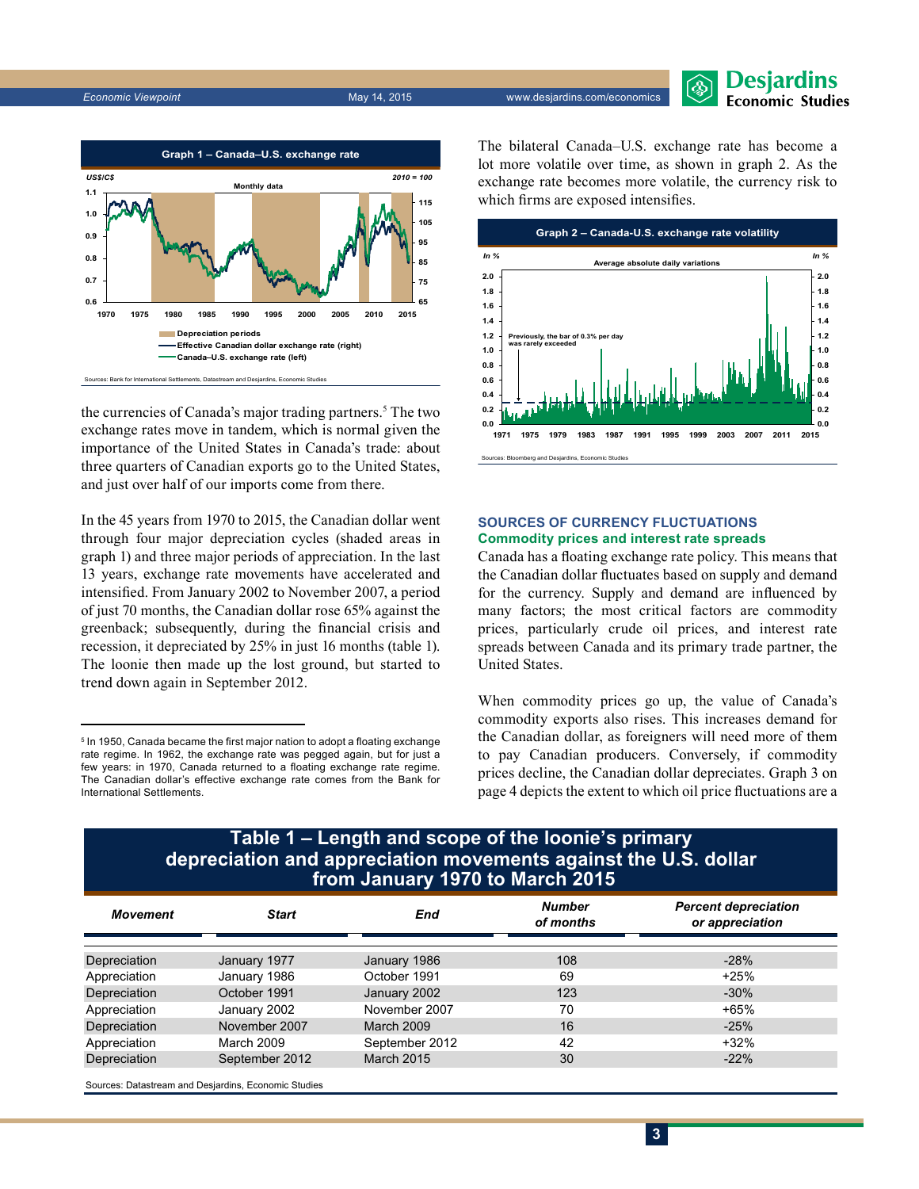**Graph 1 – Canada–U.S. exchange rate**

Sources: Bank for International Settlements, Datastream and Desjardins, Economic Studies

the currencies of Canada's major trading partners.[5] The two exchange rates move in tandem, which is normal given the importance of the United States in Canada's trade: about three quarters of Canadian exports go to the United States, and just over half of our imports come from there.

In the 45 years from 1970 to 2015, the Canadian dollar went through four major depreciation cycles (shaded areas in graph 1) and three major periods of appreciation. In the last 13 years, exchange rate movements have accelerated and intensified. From January 2002 to November 2007, a period of just 70 months, the Canadian dollar rose 65% against the greenback; subsequently, during the financial crisis and recession, it depreciated by 25% in just 16 months (table 1). The loonie then made up the lost ground, but started to trend down again in September 2012.

[5] In 1950, Canada became the first major nation to adopt a floating exchange rate regime. In 1962, the exchange rate was pegged again, but for just a few years: in 1970, Canada returned to a floating exchange rate regime. The Canadian dollar's effective exchange rate comes from the Bank for International Settlements.

The bilateral Canada–U.S. exchange rate has become a lot more volatile over time, as shown in graph 2. As the exchange rate becomes more volatile, the currency risk to which firms are exposed intensifies.

**Graph 2 – Canada-U.S. exchange rate volatility**

Sources: Bloomberg and Desjardins, Economic Studies

## SOURCES OF CURRENCY FLUCTUATIONS

### Commodity prices and interest rate spreads

Canada has a floating exchange rate policy. This means that the Canadian dollar fluctuates based on supply and demand for the currency. Supply and demand are influenced by many factors; the most critical factors are commodity prices, particularly crude oil prices, and interest rate spreads between Canada and its primary trade partner, the United States.

When commodity prices go up, the value of Canada's commodity exports also rises. This increases demand for the Canadian dollar, as foreigners will need more of them to pay Canadian producers. Conversely, if commodity prices decline, the Canadian dollar depreciates. Graph 3 on page 4 depicts the extent to which oil price fluctuations are a

**Table 1 – Length and scope of the loonie's primary depreciation and appreciation movements against the U.S. dollar from January 1970 to March 2015**

| Movement | Start | End | Number of months | Percent depreciation or appreciation |
|---|---|---|---|---|
| Depreciation | January 1977 | January 1986 | 108 | -28% |
| Appreciation | January 1986 | October 1991 | 69 | +25% |
| Depreciation | October 1991 | January 2002 | 123 | -30% |
| Appreciation | January 2002 | November 2007 | 70 | +65% |
| Depreciation | November 2007 | March 2009 | 16 | -25% |
| Appreciation | March 2009 | September 2012 | 42 | +32% |
| Depreciation | September 2012 | March 2015 | 30 | -22% |

Sources: Datastream and Desjardins, Economic Studies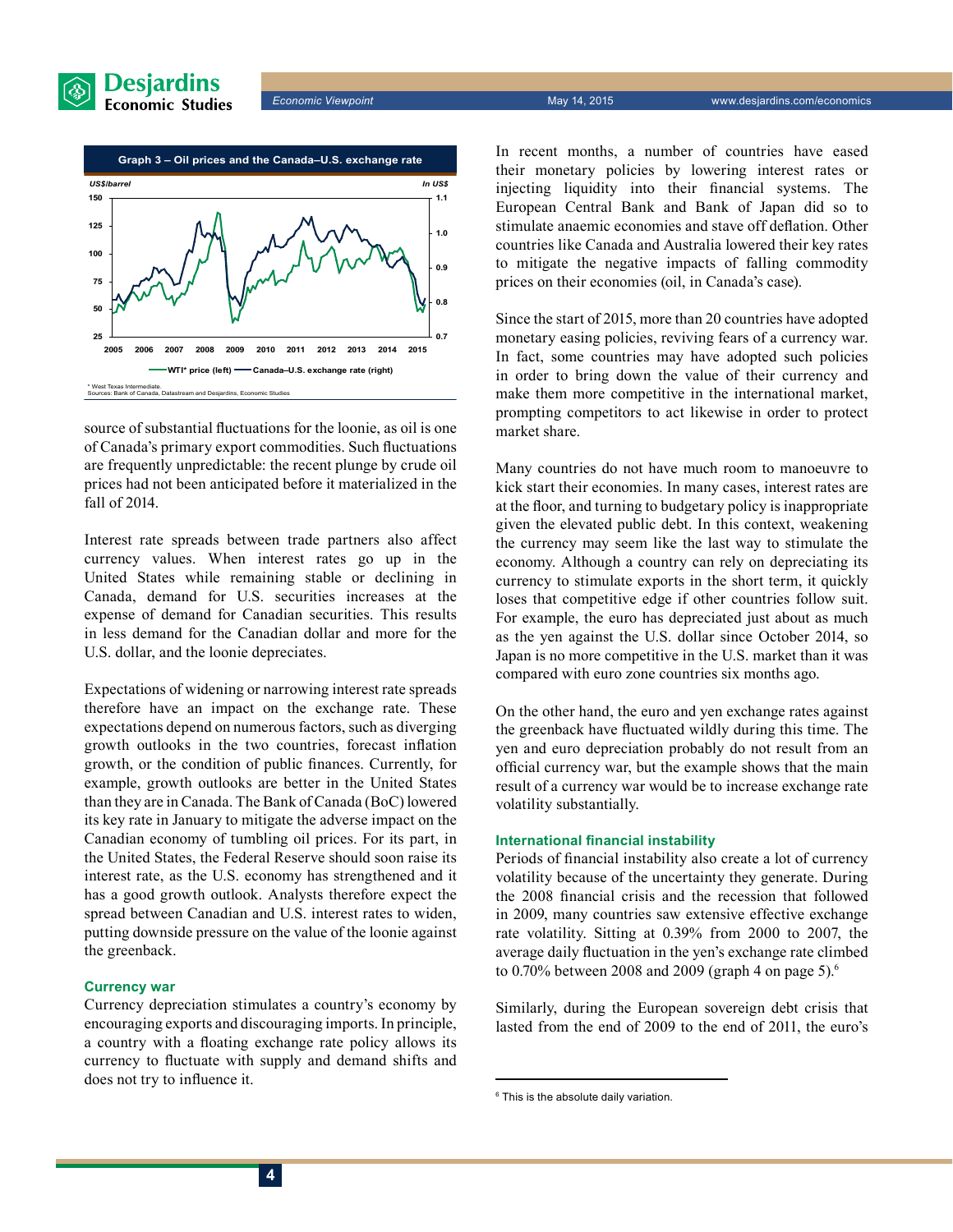Graph 3 – Oil prices and the Canada–U.S. exchange rate

* West Texas Intermediate.
Sources: Bank of Canada, Datastream and Desjardins, Economic Studies

source of substantial fluctuations for the loonie, as oil is one of Canada's primary export commodities. Such fluctuations are frequently unpredictable: the recent plunge by crude oil prices had not been anticipated before it materialized in the fall of 2014.

Interest rate spreads between trade partners also affect currency values. When interest rates go up in the United States while remaining stable or declining in Canada, demand for U.S. securities increases at the expense of demand for Canadian securities. This results in less demand for the Canadian dollar and more for the U.S. dollar, and the loonie depreciates.

Expectations of widening or narrowing interest rate spreads therefore have an impact on the exchange rate. These expectations depend on numerous factors, such as diverging growth outlooks in the two countries, forecast inflation growth, or the condition of public finances. Currently, for example, growth outlooks are better in the United States than they are in Canada. The Bank of Canada (BoC) lowered its key rate in January to mitigate the adverse impact on the Canadian economy of tumbling oil prices. For its part, in the United States, the Federal Reserve should soon raise its interest rate, as the U.S. economy has strengthened and it has a good growth outlook. Analysts therefore expect the spread between Canadian and U.S. interest rates to widen, putting downside pressure on the value of the loonie against the greenback.

### Currency war

Currency depreciation stimulates a country's economy by encouraging exports and discouraging imports. In principle, a country with a floating exchange rate policy allows its currency to fluctuate with supply and demand shifts and does not try to influence it.

In recent months, a number of countries have eased their monetary policies by lowering interest rates or injecting liquidity into their financial systems. The European Central Bank and Bank of Japan did so to stimulate anaemic economies and stave off deflation. Other countries like Canada and Australia lowered their key rates to mitigate the negative impacts of falling commodity prices on their economies (oil, in Canada's case).

Since the start of 2015, more than 20 countries have adopted monetary easing policies, reviving fears of a currency war. In fact, some countries may have adopted such policies in order to bring down the value of their currency and make them more competitive in the international market, prompting competitors to act likewise in order to protect market share.

Many countries do not have much room to manoeuvre to kick start their economies. In many cases, interest rates are at the floor, and turning to budgetary policy is inappropriate given the elevated public debt. In this context, weakening the currency may seem like the last way to stimulate the economy. Although a country can rely on depreciating its currency to stimulate exports in the short term, it quickly loses that competitive edge if other countries follow suit. For example, the euro has depreciated just about as much as the yen against the U.S. dollar since October 2014, so Japan is no more competitive in the U.S. market than it was compared with euro zone countries six months ago.

On the other hand, the euro and yen exchange rates against the greenback have fluctuated wildly during this time. The yen and euro depreciation probably do not result from an official currency war, but the example shows that the main result of a currency war would be to increase exchange rate volatility substantially.

### International financial instability

Periods of financial instability also create a lot of currency volatility because of the uncertainty they generate. During the 2008 financial crisis and the recession that followed in 2009, many countries saw extensive effective exchange rate volatility. Sitting at 0.39% from 2000 to 2007, the average daily fluctuation in the yen's exchange rate climbed to 0.70% between 2008 and 2009 (graph 4 on page 5).[6]

Similarly, during the European sovereign debt crisis that lasted from the end of 2009 to the end of 2011, the euro's

[6] This is the absolute daily variation.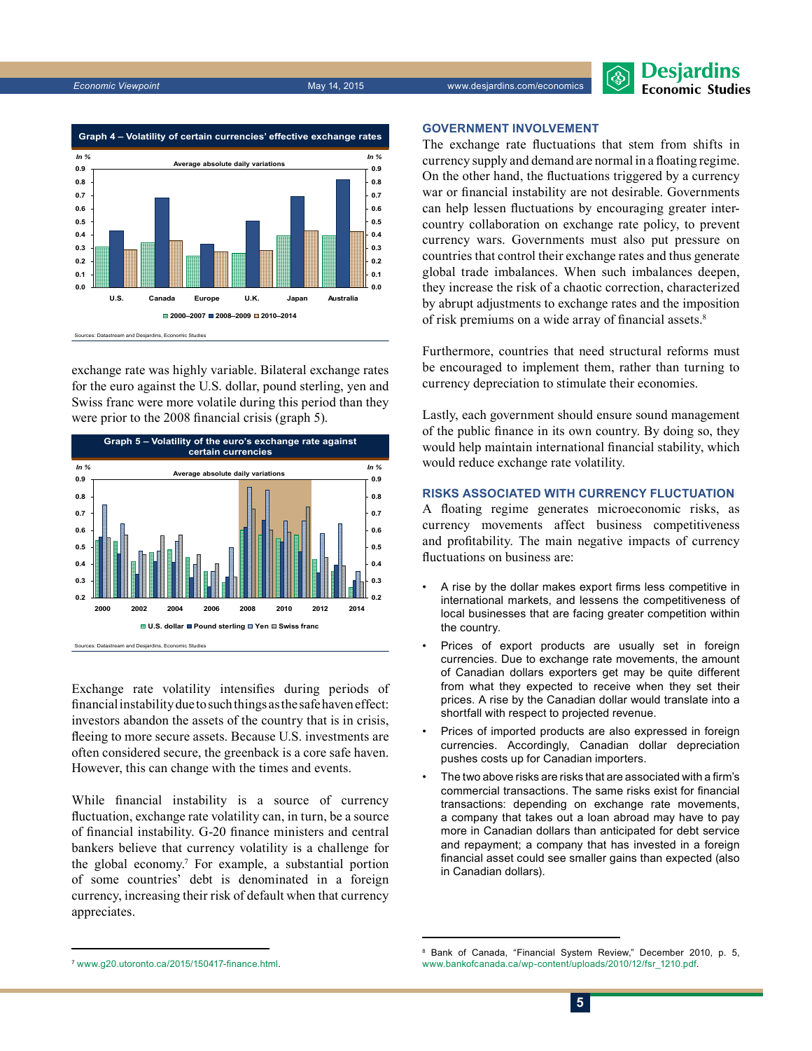**Graph 4 – Volatility of certain currencies' effective exchange rates**

Sources: Datastream and Desjardins, Economic Studies

exchange rate was highly variable. Bilateral exchange rates for the euro against the U.S. dollar, pound sterling, yen and Swiss franc were more volatile during this period than they were prior to the 2008 financial crisis (graph 5).

**Graph 5 – Volatility of the euro's exchange rate against certain currencies**

Sources: Datastream and Desjardins, Economic Studies

Exchange rate volatility intensifies during periods of financial instability due to such things as the safe haven effect: investors abandon the assets of the country that is in crisis, fleeing to more secure assets. Because U.S. investments are often considered secure, the greenback is a core safe haven. However, this can change with the times and events.

While financial instability is a source of currency fluctuation, exchange rate volatility can, in turn, be a source of financial instability. G-20 finance ministers and central bankers believe that currency volatility is a challenge for the global economy.[7] For example, a substantial portion of some countries' debt is denominated in a foreign currency, increasing their risk of default when that currency appreciates.

## GOVERNMENT INVOLVEMENT

The exchange rate fluctuations that stem from shifts in currency supply and demand are normal in a floating regime. On the other hand, the fluctuations triggered by a currency war or financial instability are not desirable. Governments can help lessen fluctuations by encouraging greater inter-country collaboration on exchange rate policy, to prevent currency wars. Governments must also put pressure on countries that control their exchange rates and thus generate global trade imbalances. When such imbalances deepen, they increase the risk of a chaotic correction, characterized by abrupt adjustments to exchange rates and the imposition of risk premiums on a wide array of financial assets.[8]

Furthermore, countries that need structural reforms must be encouraged to implement them, rather than turning to currency depreciation to stimulate their economies.

Lastly, each government should ensure sound management of the public finance in its own country. By doing so, they would help maintain international financial stability, which would reduce exchange rate volatility.

## RISKS ASSOCIATED WITH CURRENCY FLUCTUATION

A floating regime generates microeconomic risks, as currency movements affect business competitiveness and profitability. The main negative impacts of currency fluctuations on business are:

- A rise by the dollar makes export firms less competitive in international markets, and lessens the competitiveness of local businesses that are facing greater competition within the country.
- Prices of export products are usually set in foreign currencies. Due to exchange rate movements, the amount of Canadian dollars exporters get may be quite different from what they expected to receive when they set their prices. A rise by the Canadian dollar would translate into a shortfall with respect to projected revenue.
- Prices of imported products are also expressed in foreign currencies. Accordingly, Canadian dollar depreciation pushes costs up for Canadian importers.
- The two above risks are risks that are associated with a firm's commercial transactions. The same risks exist for financial transactions: depending on exchange rate movements, a company that takes out a loan abroad may have to pay more in Canadian dollars than anticipated for debt service and repayment; a company that has invested in a foreign financial asset could see smaller gains than expected (also in Canadian dollars).

---

[7] www.g20.utoronto.ca/2015/150417-finance.html.

[8] Bank of Canada, "Financial System Review," December 2010, p. 5, www.bankofcanada.ca/wp-content/uploads/2010/12/fsr_1210.pdf.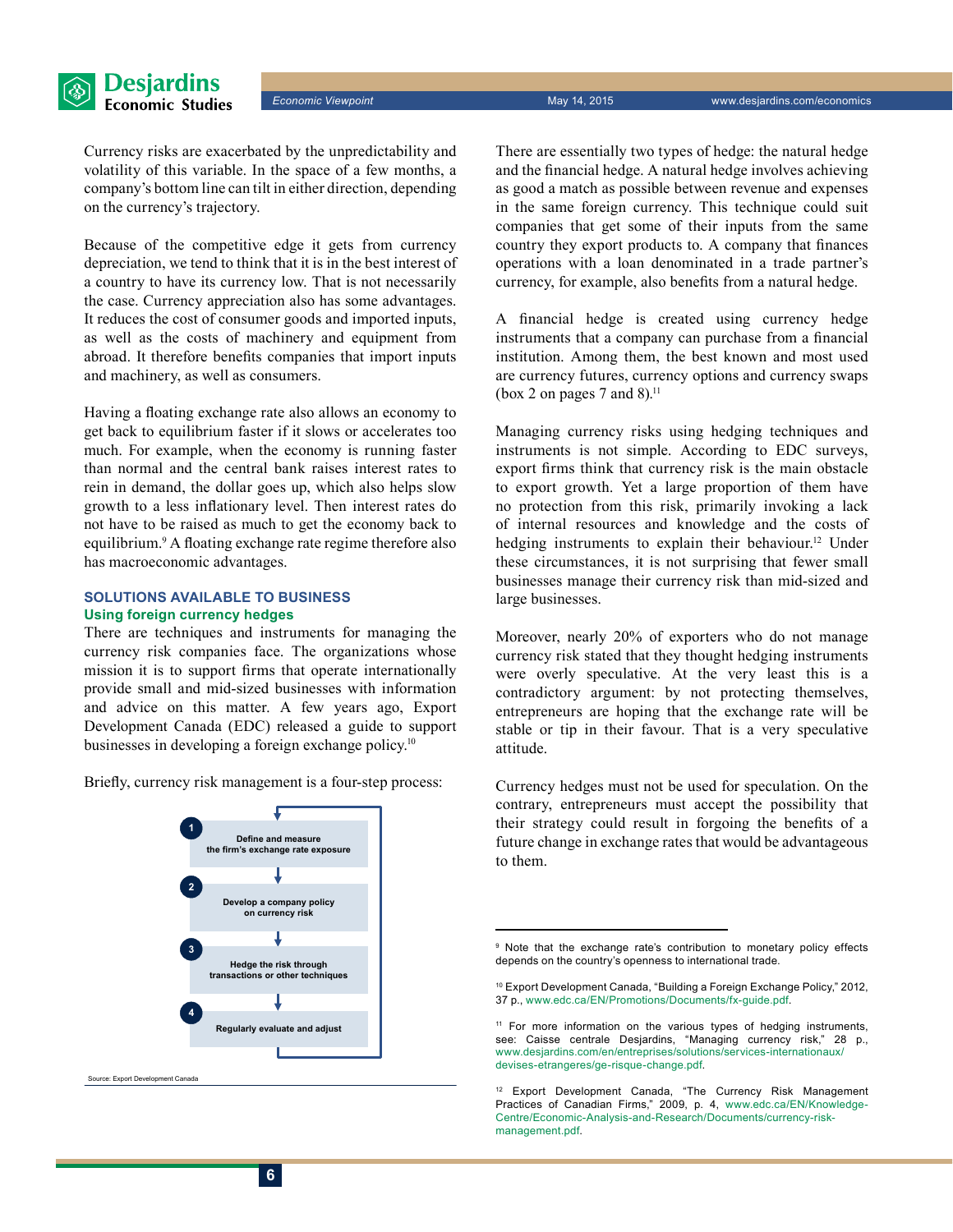Currency risks are exacerbated by the unpredictability and volatility of this variable. In the space of a few months, a company's bottom line can tilt in either direction, depending on the currency's trajectory.

Because of the competitive edge it gets from currency depreciation, we tend to think that it is in the best interest of a country to have its currency low. That is not necessarily the case. Currency appreciation also has some advantages. It reduces the cost of consumer goods and imported inputs, as well as the costs of machinery and equipment from abroad. It therefore benefits companies that import inputs and machinery, as well as consumers.

Having a floating exchange rate also allows an economy to get back to equilibrium faster if it slows or accelerates too much. For example, when the economy is running faster than normal and the central bank raises interest rates to rein in demand, the dollar goes up, which also helps slow growth to a less inflationary level. Then interest rates do not have to be raised as much to get the economy back to equilibrium.[9] A floating exchange rate regime therefore also has macroeconomic advantages.

## SOLUTIONS AVAILABLE TO BUSINESS

### Using foreign currency hedges

There are techniques and instruments for managing the currency risk companies face. The organizations whose mission it is to support firms that operate internationally provide small and mid-sized businesses with information and advice on this matter. A few years ago, Export Development Canada (EDC) released a guide to support businesses in developing a foreign exchange policy.[10]

Briefly, currency risk management is a four-step process:

1. Define and measure the firm's exchange rate exposure
2. Develop a company policy on currency risk
3. Hedge the risk through transactions or other techniques
4. Regularly evaluate and adjust

Source: Export Development Canada

There are essentially two types of hedge: the natural hedge and the financial hedge. A natural hedge involves achieving as good a match as possible between revenue and expenses in the same foreign currency. This technique could suit companies that get some of their inputs from the same country they export products to. A company that finances operations with a loan denominated in a trade partner's currency, for example, also benefits from a natural hedge.

A financial hedge is created using currency hedge instruments that a company can purchase from a financial institution. Among them, the best known and most used are currency futures, currency options and currency swaps (box 2 on pages 7 and 8).[11]

Managing currency risks using hedging techniques and instruments is not simple. According to EDC surveys, export firms think that currency risk is the main obstacle to export growth. Yet a large proportion of them have no protection from this risk, primarily invoking a lack of internal resources and knowledge and the costs of hedging instruments to explain their behaviour.[12] Under these circumstances, it is not surprising that fewer small businesses manage their currency risk than mid-sized and large businesses.

Moreover, nearly 20% of exporters who do not manage currency risk stated that they thought hedging instruments were overly speculative. At the very least this is a contradictory argument: by not protecting themselves, entrepreneurs are hoping that the exchange rate will be stable or tip in their favour. That is a very speculative attitude.

Currency hedges must not be used for speculation. On the contrary, entrepreneurs must accept the possibility that their strategy could result in forgoing the benefits of a future change in exchange rates that would be advantageous to them.

---

[9] Note that the exchange rate's contribution to monetary policy effects depends on the country's openness to international trade.

[10] Export Development Canada, "Building a Foreign Exchange Policy," 2012, 37 p., www.edc.ca/EN/Promotions/Documents/fx-guide.pdf.

[11] For more information on the various types of hedging instruments, see: Caisse centrale Desjardins, "Managing currency risk," 28 p., www.desjardins.com/en/entreprises/solutions/services-internationaux/devises-etrangeres/ge-risque-change.pdf.

[12] Export Development Canada, "The Currency Risk Management Practices of Canadian Firms," 2009, p. 4, www.edc.ca/EN/Knowledge-Centre/Economic-Analysis-and-Research/Documents/currency-risk-management.pdf.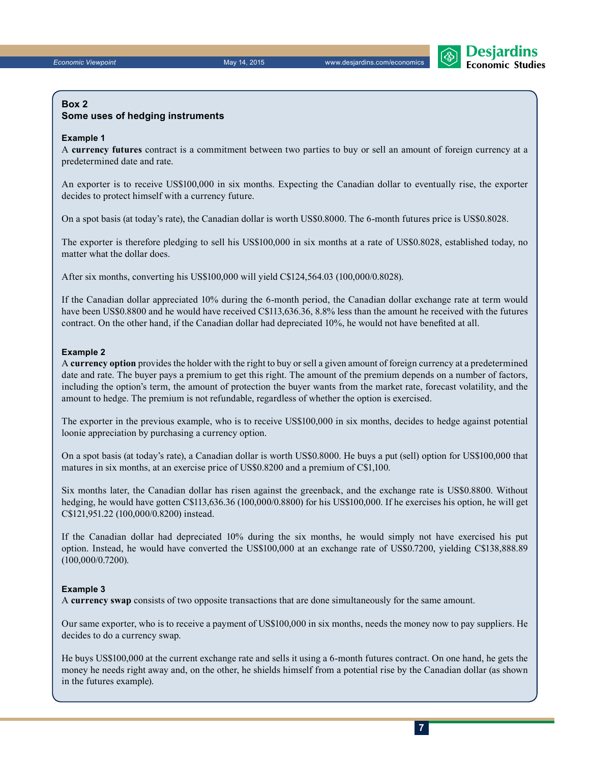**Box 2**
**Some uses of hedging instruments**

**Example 1**

A **currency futures** contract is a commitment between two parties to buy or sell an amount of foreign currency at a predetermined date and rate.

An exporter is to receive US$100,000 in six months. Expecting the Canadian dollar to eventually rise, the exporter decides to protect himself with a currency future.

On a spot basis (at today's rate), the Canadian dollar is worth US$0.8000. The 6-month futures price is US$0.8028.

The exporter is therefore pledging to sell his US$100,000 in six months at a rate of US$0.8028, established today, no matter what the dollar does.

After six months, converting his US$100,000 will yield C$124,564.03 (100,000/0.8028).

If the Canadian dollar appreciated 10% during the 6-month period, the Canadian dollar exchange rate at term would have been US$0.8800 and he would have received C$113,636.36, 8.8% less than the amount he received with the futures contract. On the other hand, if the Canadian dollar had depreciated 10%, he would not have benefited at all.

**Example 2**

A **currency option** provides the holder with the right to buy or sell a given amount of foreign currency at a predetermined date and rate. The buyer pays a premium to get this right. The amount of the premium depends on a number of factors, including the option's term, the amount of protection the buyer wants from the market rate, forecast volatility, and the amount to hedge. The premium is not refundable, regardless of whether the option is exercised.

The exporter in the previous example, who is to receive US$100,000 in six months, decides to hedge against potential loonie appreciation by purchasing a currency option.

On a spot basis (at today's rate), a Canadian dollar is worth US$0.8000. He buys a put (sell) option for US$100,000 that matures in six months, at an exercise price of US$0.8200 and a premium of C$1,100.

Six months later, the Canadian dollar has risen against the greenback, and the exchange rate is US$0.8800. Without hedging, he would have gotten C$113,636.36 (100,000/0.8800) for his US$100,000. If he exercises his option, he will get C$121,951.22 (100,000/0.8200) instead.

If the Canadian dollar had depreciated 10% during the six months, he would simply not have exercised his put option. Instead, he would have converted the US$100,000 at an exchange rate of US$0.7200, yielding C$138,888.89 (100,000/0.7200).

**Example 3**

A **currency swap** consists of two opposite transactions that are done simultaneously for the same amount.

Our same exporter, who is to receive a payment of US$100,000 in six months, needs the money now to pay suppliers. He decides to do a currency swap.

He buys US$100,000 at the current exchange rate and sells it using a 6-month futures contract. On one hand, he gets the money he needs right away and, on the other, he shields himself from a potential rise by the Canadian dollar (as shown in the futures example).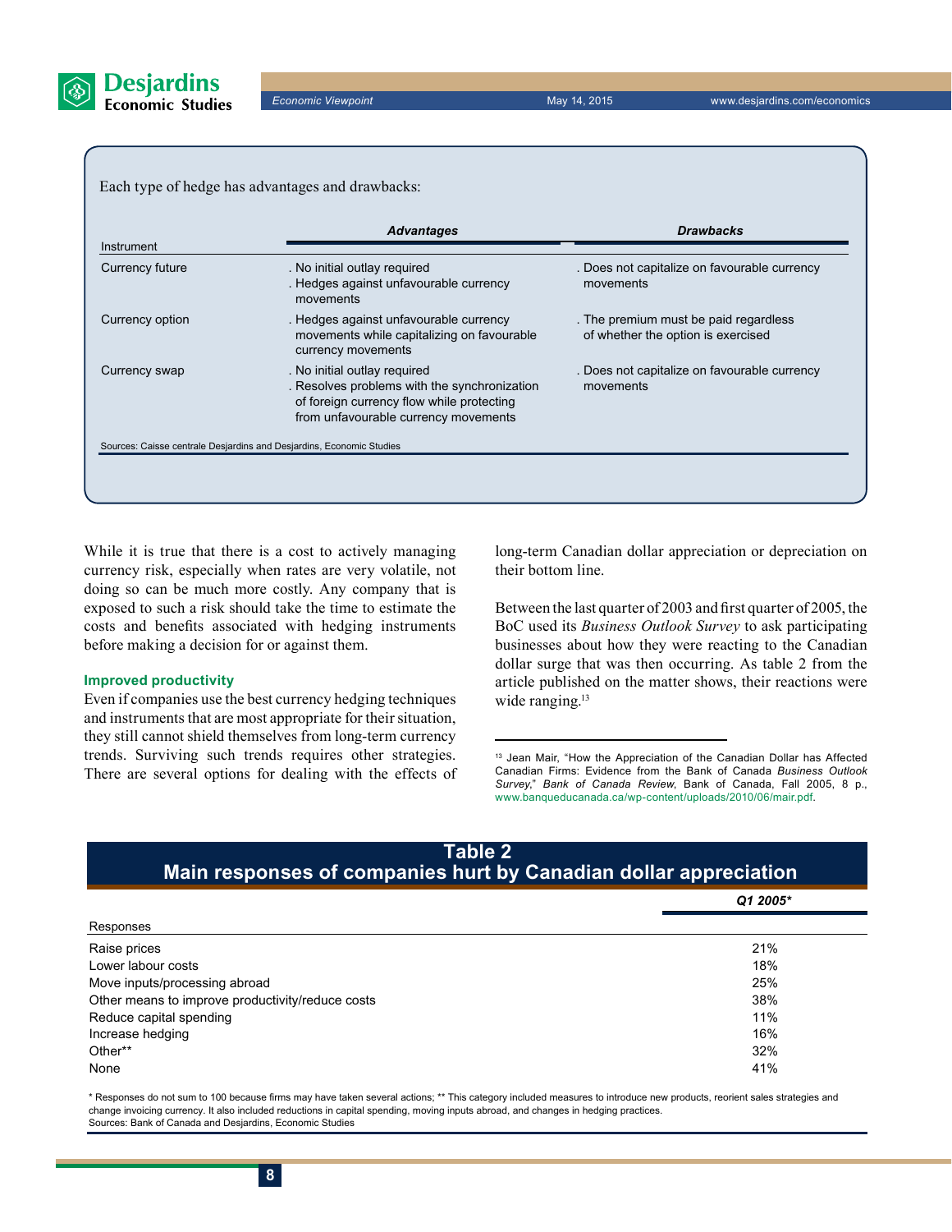Each type of hedge has advantages and drawbacks:

| Instrument | Advantages | Drawbacks |
|---|---|---|
| Currency future | . No initial outlay required<br>. Hedges against unfavourable currency movements | . Does not capitalize on favourable currency movements |
| Currency option | . Hedges against unfavourable currency movements while capitalizing on favourable currency movements | . The premium must be paid regardless of whether the option is exercised |
| Currency swap | . No initial outlay required<br>. Resolves problems with the synchronization of foreign currency flow while protecting from unfavourable currency movements | . Does not capitalize on favourable currency movements |

Sources: Caisse centrale Desjardins and Desjardins, Economic Studies

While it is true that there is a cost to actively managing currency risk, especially when rates are very volatile, not doing so can be much more costly. Any company that is exposed to such a risk should take the time to estimate the costs and benefits associated with hedging instruments before making a decision for or against them.

### Improved productivity

Even if companies use the best currency hedging techniques and instruments that are most appropriate for their situation, they still cannot shield themselves from long-term currency trends. Surviving such trends requires other strategies. There are several options for dealing with the effects of long-term Canadian dollar appreciation or depreciation on their bottom line.

Between the last quarter of 2003 and first quarter of 2005, the BoC used its *Business Outlook Survey* to ask participating businesses about how they were reacting to the Canadian dollar surge that was then occurring. As table 2 from the article published on the matter shows, their reactions were wide ranging.[13]

[13] Jean Mair, "How the Appreciation of the Canadian Dollar has Affected Canadian Firms: Evidence from the Bank of Canada *Business Outlook Survey*," *Bank of Canada Review*, Bank of Canada, Fall 2005, 8 p., www.banqueducanada.ca/wp-content/uploads/2010/06/mair.pdf.

**Table 2**
**Main responses of companies hurt by Canadian dollar appreciation**

| Responses | *Q1 2005** |
|---|---|
| Raise prices | 21% |
| Lower labour costs | 18% |
| Move inputs/processing abroad | 25% |
| Other means to improve productivity/reduce costs | 38% |
| Reduce capital spending | 11% |
| Increase hedging | 16% |
| Other** | 32% |
| None | 41% |

* Responses do not sum to 100 because firms may have taken several actions; ** This category included measures to introduce new products, reorient sales strategies and change invoicing currency. It also included reductions in capital spending, moving inputs abroad, and changes in hedging practices.
Sources: Bank of Canada and Desjardins, Economic Studies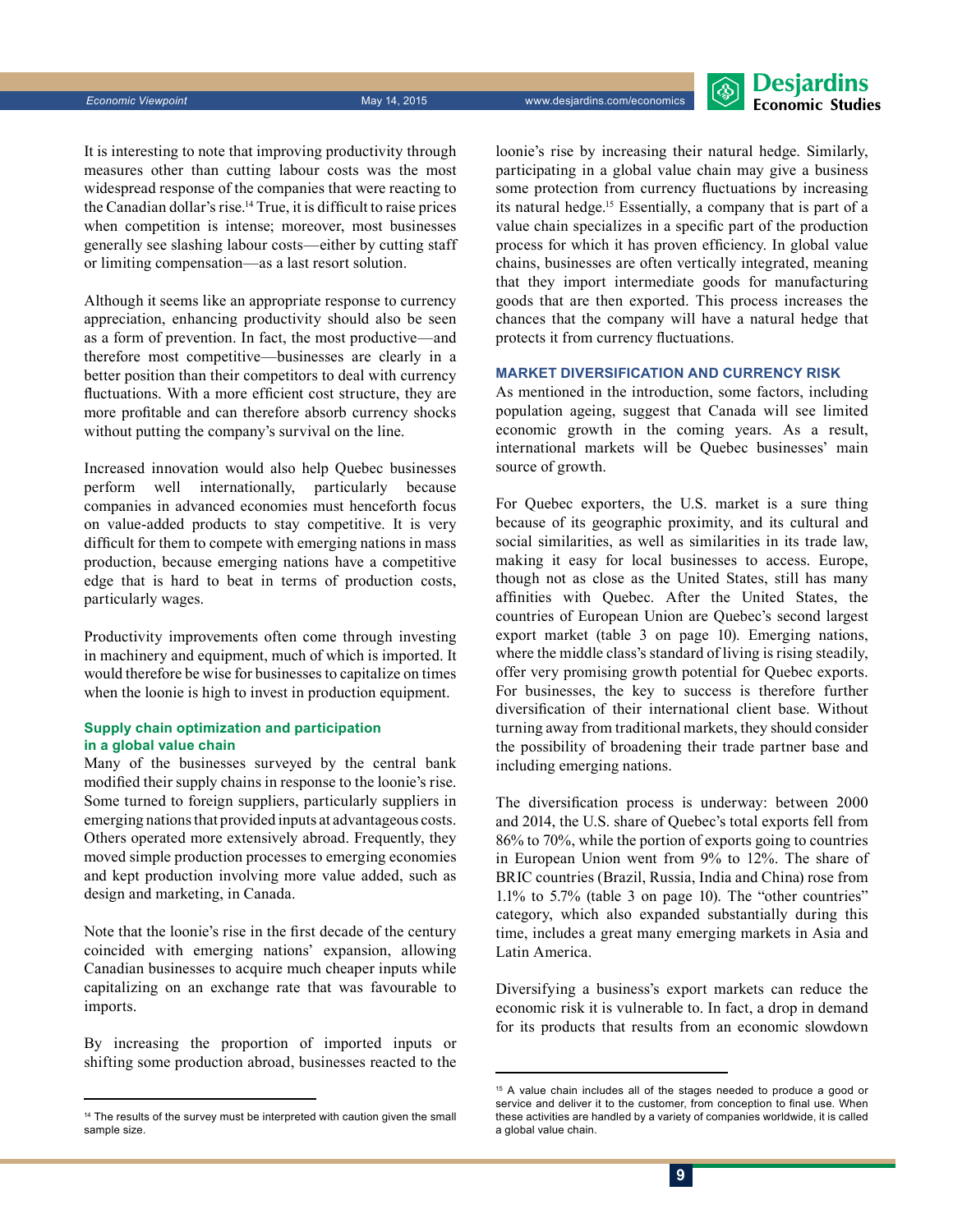It is interesting to note that improving productivity through measures other than cutting labour costs was the most widespread response of the companies that were reacting to the Canadian dollar's rise.[14] True, it is difficult to raise prices when competition is intense; moreover, most businesses generally see slashing labour costs—either by cutting staff or limiting compensation—as a last resort solution.

Although it seems like an appropriate response to currency appreciation, enhancing productivity should also be seen as a form of prevention. In fact, the most productive—and therefore most competitive—businesses are clearly in a better position than their competitors to deal with currency fluctuations. With a more efficient cost structure, they are more profitable and can therefore absorb currency shocks without putting the company's survival on the line.

Increased innovation would also help Quebec businesses perform well internationally, particularly because companies in advanced economies must henceforth focus on value-added products to stay competitive. It is very difficult for them to compete with emerging nations in mass production, because emerging nations have a competitive edge that is hard to beat in terms of production costs, particularly wages.

Productivity improvements often come through investing in machinery and equipment, much of which is imported. It would therefore be wise for businesses to capitalize on times when the loonie is high to invest in production equipment.

#### Supply chain optimization and participation in a global value chain

Many of the businesses surveyed by the central bank modified their supply chains in response to the loonie's rise. Some turned to foreign suppliers, particularly suppliers in emerging nations that provided inputs at advantageous costs. Others operated more extensively abroad. Frequently, they moved simple production processes to emerging economies and kept production involving more value added, such as design and marketing, in Canada.

Note that the loonie's rise in the first decade of the century coincided with emerging nations' expansion, allowing Canadian businesses to acquire much cheaper inputs while capitalizing on an exchange rate that was favourable to imports.

By increasing the proportion of imported inputs or shifting some production abroad, businesses reacted to the loonie's rise by increasing their natural hedge. Similarly, participating in a global value chain may give a business some protection from currency fluctuations by increasing its natural hedge.[15] Essentially, a company that is part of a value chain specializes in a specific part of the production process for which it has proven efficiency. In global value chains, businesses are often vertically integrated, meaning that they import intermediate goods for manufacturing goods that are then exported. This process increases the chances that the company will have a natural hedge that protects it from currency fluctuations.

### MARKET DIVERSIFICATION AND CURRENCY RISK

As mentioned in the introduction, some factors, including population ageing, suggest that Canada will see limited economic growth in the coming years. As a result, international markets will be Quebec businesses' main source of growth.

For Quebec exporters, the U.S. market is a sure thing because of its geographic proximity, and its cultural and social similarities, as well as similarities in its trade law, making it easy for local businesses to access. Europe, though not as close as the United States, still has many affinities with Quebec. After the United States, the countries of European Union are Quebec's second largest export market (table 3 on page 10). Emerging nations, where the middle class's standard of living is rising steadily, offer very promising growth potential for Quebec exports. For businesses, the key to success is therefore further diversification of their international client base. Without turning away from traditional markets, they should consider the possibility of broadening their trade partner base and including emerging nations.

The diversification process is underway: between 2000 and 2014, the U.S. share of Quebec's total exports fell from 86% to 70%, while the portion of exports going to countries in European Union went from 9% to 12%. The share of BRIC countries (Brazil, Russia, India and China) rose from 1.1% to 5.7% (table 3 on page 10). The "other countries" category, which also expanded substantially during this time, includes a great many emerging markets in Asia and Latin America.

Diversifying a business's export markets can reduce the economic risk it is vulnerable to. In fact, a drop in demand for its products that results from an economic slowdown

---

[14] The results of the survey must be interpreted with caution given the small sample size.

[15] A value chain includes all of the stages needed to produce a good or service and deliver it to the customer, from conception to final use. When these activities are handled by a variety of companies worldwide, it is called a global value chain.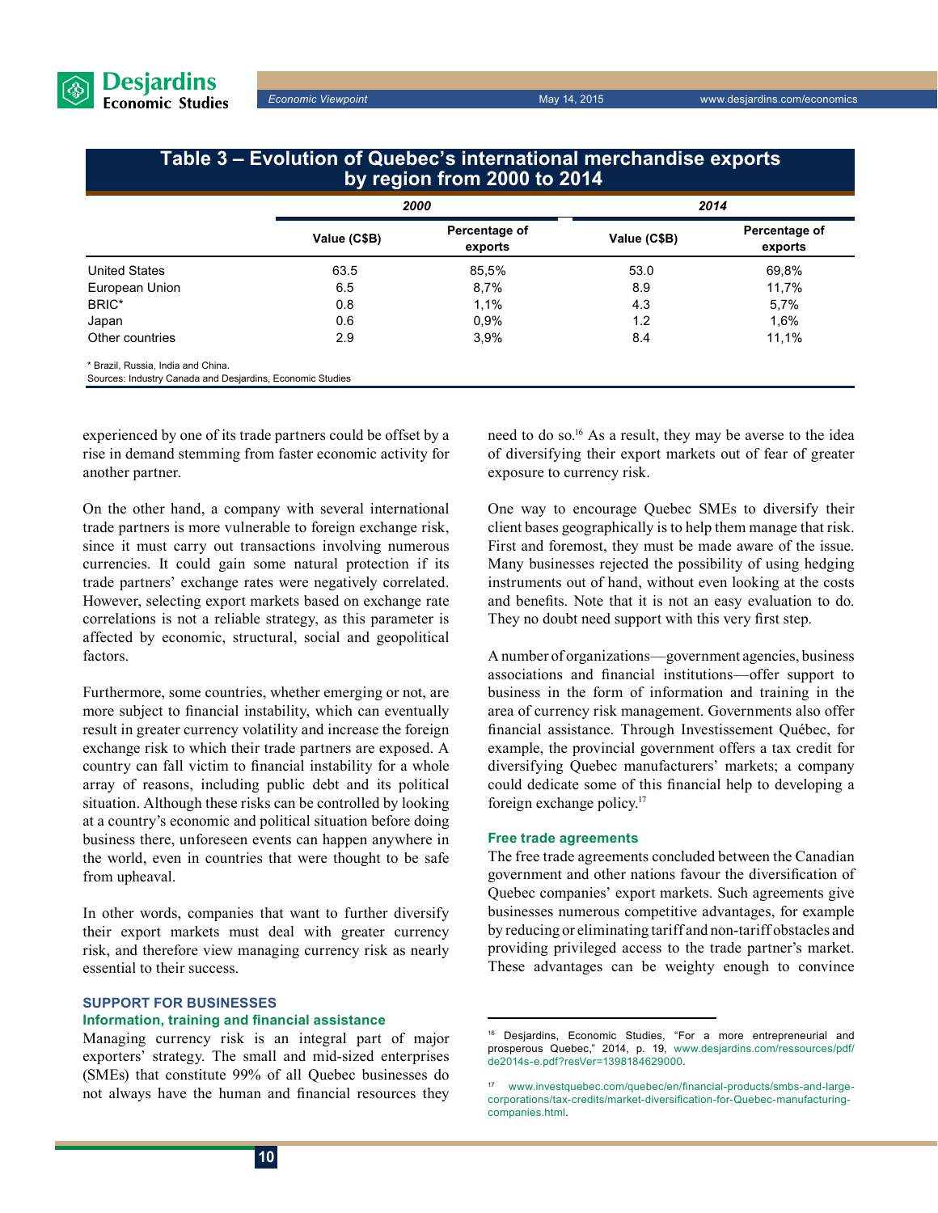**Table 3 – Evolution of Quebec's international merchandise exports by region from 2000 to 2014**

| | *2000* | | *2014* | |
|---|---|---|---|---|
| | **Value (C$B)** | **Percentage of exports** | **Value (C$B)** | **Percentage of exports** |
| United States | 63.5 | 85,5% | 53.0 | 69,8% |
| European Union | 6.5 | 8,7% | 8.9 | 11,7% |
| BRIC* | 0.8 | 1,1% | 4.3 | 5,7% |
| Japan | 0.6 | 0,9% | 1.2 | 1,6% |
| Other countries | 2.9 | 3,9% | 8.4 | 11,1% |

\* Brazil, Russia, India and China.
Sources: Industry Canada and Desjardins, Economic Studies

experienced by one of its trade partners could be offset by a rise in demand stemming from faster economic activity for another partner.

On the other hand, a company with several international trade partners is more vulnerable to foreign exchange risk, since it must carry out transactions involving numerous currencies. It could gain some natural protection if its trade partners' exchange rates were negatively correlated. However, selecting export markets based on exchange rate correlations is not a reliable strategy, as this parameter is affected by economic, structural, social and geopolitical factors.

Furthermore, some countries, whether emerging or not, are more subject to financial instability, which can eventually result in greater currency volatility and increase the foreign exchange risk to which their trade partners are exposed. A country can fall victim to financial instability for a whole array of reasons, including public debt and its political situation. Although these risks can be controlled by looking at a country's economic and political situation before doing business there, unforeseen events can happen anywhere in the world, even in countries that were thought to be safe from upheaval.

In other words, companies that want to further diversify their export markets must deal with greater currency risk, and therefore view managing currency risk as nearly essential to their success.

## SUPPORT FOR BUSINESSES

### Information, training and financial assistance

Managing currency risk is an integral part of major exporters' strategy. The small and mid-sized enterprises (SMEs) that constitute 99% of all Quebec businesses do not always have the human and financial resources they need to do so.[16] As a result, they may be averse to the idea of diversifying their export markets out of fear of greater exposure to currency risk.

One way to encourage Quebec SMEs to diversify their client bases geographically is to help them manage that risk. First and foremost, they must be made aware of the issue. Many businesses rejected the possibility of using hedging instruments out of hand, without even looking at the costs and benefits. Note that it is not an easy evaluation to do. They no doubt need support with this very first step.

A number of organizations—government agencies, business associations and financial institutions—offer support to business in the form of information and training in the area of currency risk management. Governments also offer financial assistance. Through Investissement Québec, for example, the provincial government offers a tax credit for diversifying Quebec manufacturers' markets; a company could dedicate some of this financial help to developing a foreign exchange policy.[17]

### Free trade agreements

The free trade agreements concluded between the Canadian government and other nations favour the diversification of Quebec companies' export markets. Such agreements give businesses numerous competitive advantages, for example by reducing or eliminating tariff and non-tariff obstacles and providing privileged access to the trade partner's market. These advantages can be weighty enough to convince

---

[16] Desjardins, Economic Studies, "For a more entrepreneurial and prosperous Quebec," 2014, p. 19, www.desjardins.com/ressources/pdf/de2014s-e.pdf?resVer=1398184629000.

[17] www.investquebec.com/quebec/en/financial-products/smbs-and-large-corporations/tax-credits/market-diversification-for-Quebec-manufacturing-companies.html.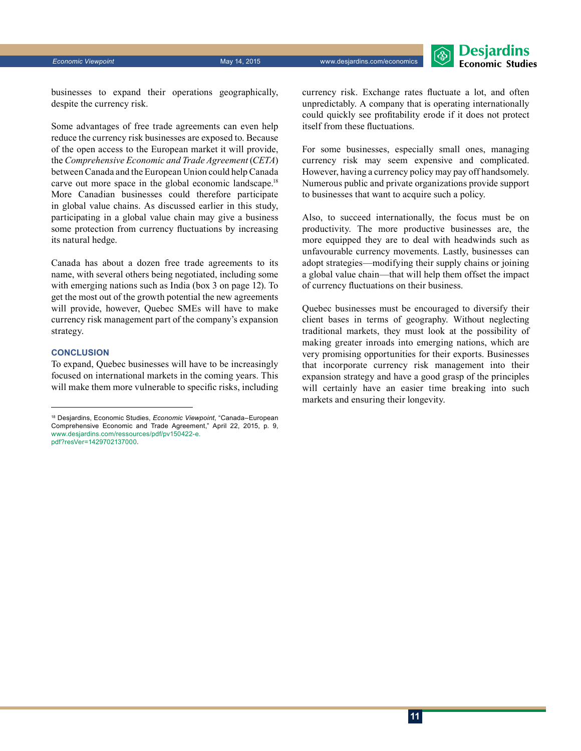businesses to expand their operations geographically, despite the currency risk.

Some advantages of free trade agreements can even help reduce the currency risk businesses are exposed to. Because of the open access to the European market it will provide, the *Comprehensive Economic and Trade Agreement* (*CETA*) between Canada and the European Union could help Canada carve out more space in the global economic landscape.[18] More Canadian businesses could therefore participate in global value chains. As discussed earlier in this study, participating in a global value chain may give a business some protection from currency fluctuations by increasing its natural hedge.

Canada has about a dozen free trade agreements to its name, with several others being negotiated, including some with emerging nations such as India (box 3 on page 12). To get the most out of the growth potential the new agreements will provide, however, Quebec SMEs will have to make currency risk management part of the company's expansion strategy.

## CONCLUSION

To expand, Quebec businesses will have to be increasingly focused on international markets in the coming years. This will make them more vulnerable to specific risks, including currency risk. Exchange rates fluctuate a lot, and often unpredictably. A company that is operating internationally could quickly see profitability erode if it does not protect itself from these fluctuations.

For some businesses, especially small ones, managing currency risk may seem expensive and complicated. However, having a currency policy may pay off handsomely. Numerous public and private organizations provide support to businesses that want to acquire such a policy.

Also, to succeed internationally, the focus must be on productivity. The more productive businesses are, the more equipped they are to deal with headwinds such as unfavourable currency movements. Lastly, businesses can adopt strategies—modifying their supply chains or joining a global value chain—that will help them offset the impact of currency fluctuations on their business.

Quebec businesses must be encouraged to diversify their client bases in terms of geography. Without neglecting traditional markets, they must look at the possibility of making greater inroads into emerging nations, which are very promising opportunities for their exports. Businesses that incorporate currency risk management into their expansion strategy and have a good grasp of the principles will certainly have an easier time breaking into such markets and ensuring their longevity.

---

[18] Desjardins, Economic Studies, *Economic Viewpoint*, "Canada–European Comprehensive Economic and Trade Agreement," April 22, 2015, p. 9, www.desjardins.com/ressources/pdf/pv150422-e.pdf?resVer=1429702137000.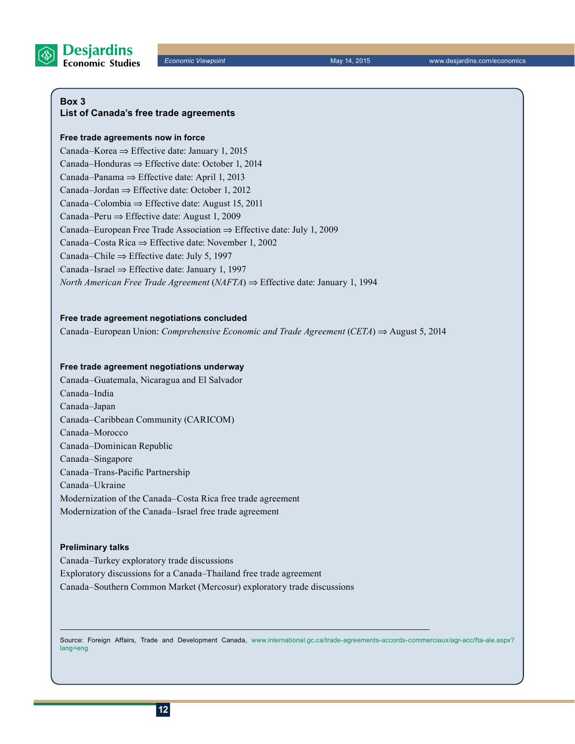### Box 3
### List of Canada's free trade agreements

**Free trade agreements now in force**

Canada–Korea ⇒ Effective date: January 1, 2015
Canada–Honduras ⇒ Effective date: October 1, 2014
Canada–Panama ⇒ Effective date: April 1, 2013
Canada–Jordan ⇒ Effective date: October 1, 2012
Canada–Colombia ⇒ Effective date: August 15, 2011
Canada–Peru ⇒ Effective date: August 1, 2009
Canada–European Free Trade Association ⇒ Effective date: July 1, 2009
Canada–Costa Rica ⇒ Effective date: November 1, 2002
Canada–Chile ⇒ Effective date: July 5, 1997
Canada–Israel ⇒ Effective date: January 1, 1997
*North American Free Trade Agreement* (*NAFTA*) ⇒ Effective date: January 1, 1994

**Free trade agreement negotiations concluded**

Canada–European Union: *Comprehensive Economic and Trade Agreement* (*CETA*) ⇒ August 5, 2014

**Free trade agreement negotiations underway**

Canada–Guatemala, Nicaragua and El Salvador
Canada–India
Canada–Japan
Canada–Caribbean Community (CARICOM)
Canada–Morocco
Canada–Dominican Republic
Canada–Singapore
Canada–Trans-Pacific Partnership
Canada–Ukraine
Modernization of the Canada–Costa Rica free trade agreement
Modernization of the Canada–Israel free trade agreement

**Preliminary talks**

Canada–Turkey exploratory trade discussions
Exploratory discussions for a Canada–Thailand free trade agreement
Canada–Southern Common Market (Mercosur) exploratory trade discussions

Source: Foreign Affairs, Trade and Development Canada, www.international.gc.ca/trade-agreements-accords-commerciaux/agr-acc/fta-ale.aspx?lang=eng